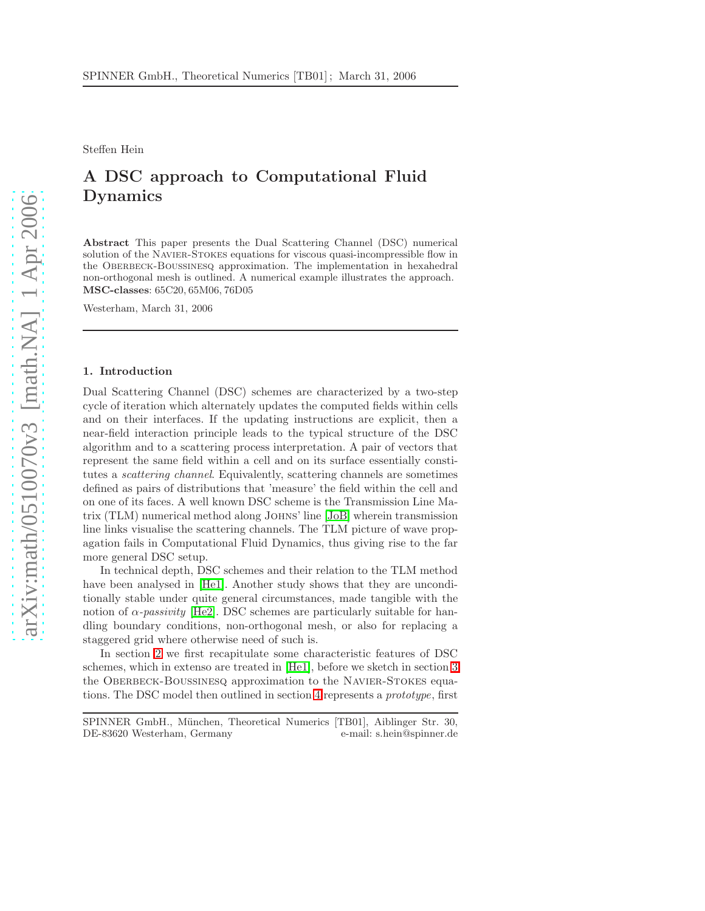Steffen Hein

# A DSC approach to Computational Fluid Dynamics

**Abstract** This paper presents the Dual Scattering Channel (DSC) numerical solution of the Navier-Stokes equations for viscous quasi-incompressible flow in the Oberbeck-Boussinesq approximation. The implementation in hexahedral non-orthogonal mesh is outlined. A numerical example illustrates the approach.
**MSC-classes**: 65C20, 65M06, 76D05

Westerham, March 31, 2006

## 1. Introduction

Dual Scattering Channel (DSC) schemes are characterized by a two-step cycle of iteration which alternately updates the computed fields within cells and on their interfaces. If the updating instructions are explicit, then a near-field interaction principle leads to the typical structure of the DSC algorithm and to a scattering process interpretation. A pair of vectors that represent the same field within a cell and on its surface essentially constitutes a *scattering channel*. Equivalently, scattering channels are sometimes defined as pairs of distributions that 'measure' the field within the cell and on one of its faces. A well known DSC scheme is the Transmission Line Matrix (TLM) numerical method along Johns' line [JoB] wherein transmission line links visualise the scattering channels. The TLM picture of wave propagation fails in Computational Fluid Dynamics, thus giving rise to the far more general DSC setup.

In technical depth, DSC schemes and their relation to the TLM method have been analysed in [He1]. Another study shows that they are unconditionally stable under quite general circumstances, made tangible with the notion of *α-passivity* [He2]. DSC schemes are particularly suitable for handling boundary conditions, non-orthogonal mesh, or also for replacing a staggered grid where otherwise need of such is.

In section 2 we first recapitulate some characteristic features of DSC schemes, which in extenso are treated in [He1], before we sketch in section 3 the Oberbeck-Boussinesq approximation to the Navier-Stokes equations. The DSC model then outlined in section 4 represents a *prototype*, first

SPINNER GmbH., München, Theoretical Numerics [TB01], Aiblinger Str. 30, DE-83620 Westerham, Germany e-mail: s.hein@spinner.de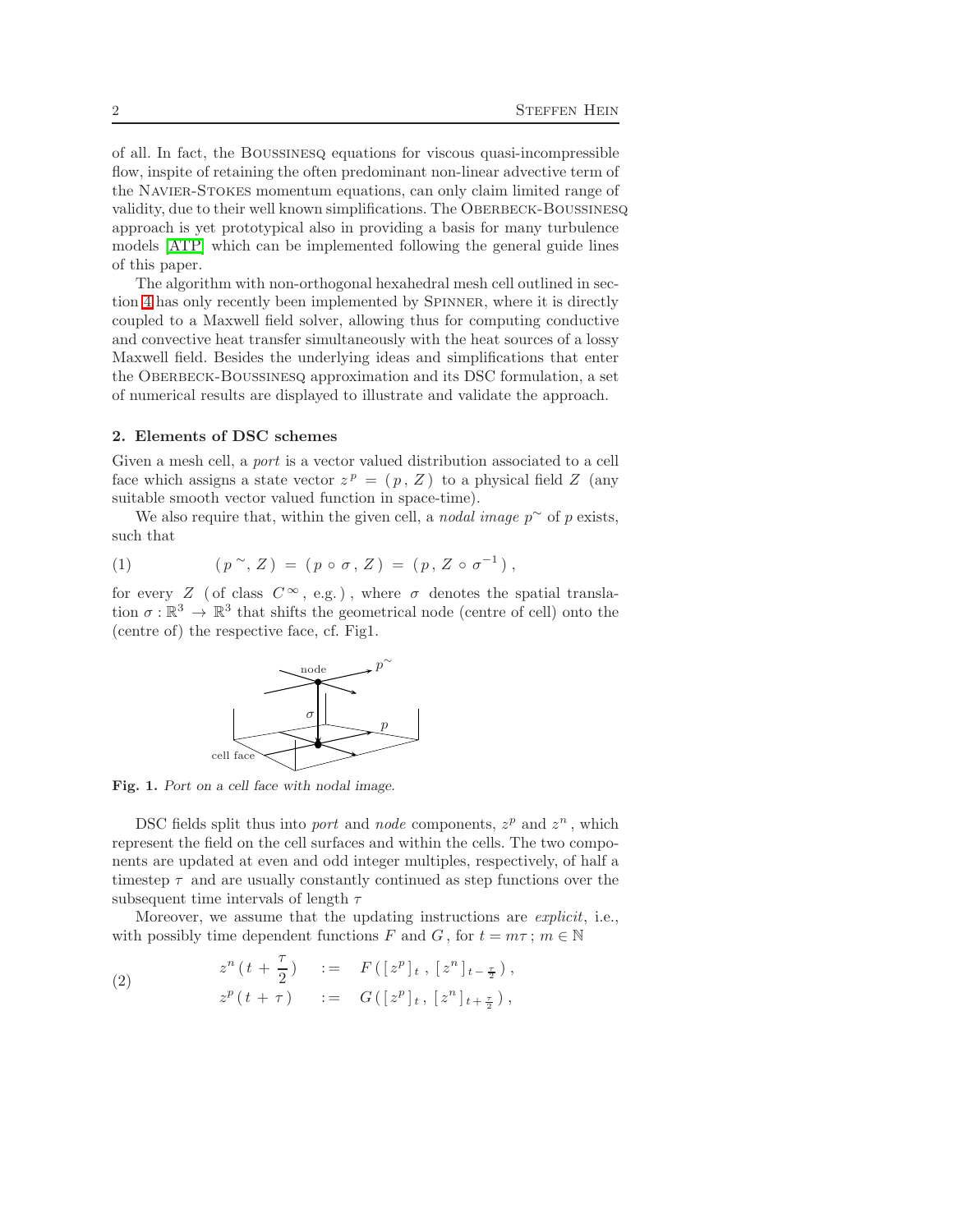of all. In fact, the BOUSSINESQ equations for viscous quasi-incompressible flow, inspite of retaining the often predominant non-linear advective term of the NAVIER-STOKES momentum equations, can only claim limited range of validity, due to their well known simplifications. The OBERBECK-BOUSSINESQ approach is yet prototypical also in providing a basis for many turbulence models [ATP] which can be implemented following the general guide lines of this paper.

The algorithm with non-orthogonal hexahedral mesh cell outlined in section 4 has only recently been implemented by SPINNER, where it is directly coupled to a Maxwell field solver, allowing thus for computing conductive and convective heat transfer simultaneously with the heat sources of a lossy Maxwell field. Besides the underlying ideas and simplifications that enter the OBERBECK-BOUSSINESQ approximation and its DSC formulation, a set of numerical results are displayed to illustrate and validate the approach.

## 2. Elements of DSC schemes

Given a mesh cell, a *port* is a vector valued distribution associated to a cell face which assigns a state vector $z^p = (p, Z)$ to a physical field $Z$ (any suitable smooth vector valued function in space-time).

We also require that, within the given cell, a *nodal image* $p^\sim$ of $p$ exists, such that

$$(p^\sim, Z) = (p \circ \sigma, Z) = (p, Z \circ \sigma^{-1}), \tag{1}$$

for every $Z$ (of class $C^\infty$, e.g.), where $\sigma$ denotes the spatial translation $\sigma : \mathbb{R}^3 \to \mathbb{R}^3$ that shifts the geometrical node (centre of cell) onto the (centre of) the respective face, cf. Fig1.

node
$p^\sim$
$\sigma$
$p$
cell face

**Fig. 1.** *Port on a cell face with nodal image.*

DSC fields split thus into *port* and *node* components, $z^p$ and $z^n$, which represent the field on the cell surfaces and within the cells. The two components are updated at even and odd integer multiples, respectively, of half a timestep $\tau$ and are usually constantly continued as step functions over the subsequent time intervals of length $\tau$

Moreover, we assume that the updating instructions are *explicit*, i.e., with possibly time dependent functions $F$ and $G$, for $t = m\tau$; $m \in \mathbb{N}$

$$\begin{aligned} z^n(t + \tfrac{\tau}{2}) \quad &:= \quad F([z^p]_t, [z^n]_{t-\frac{\tau}{2}}), \\ z^p(t + \tau) \quad &:= \quad G([z^p]_t, [z^n]_{t+\frac{\tau}{2}}), \end{aligned} \tag{2}$$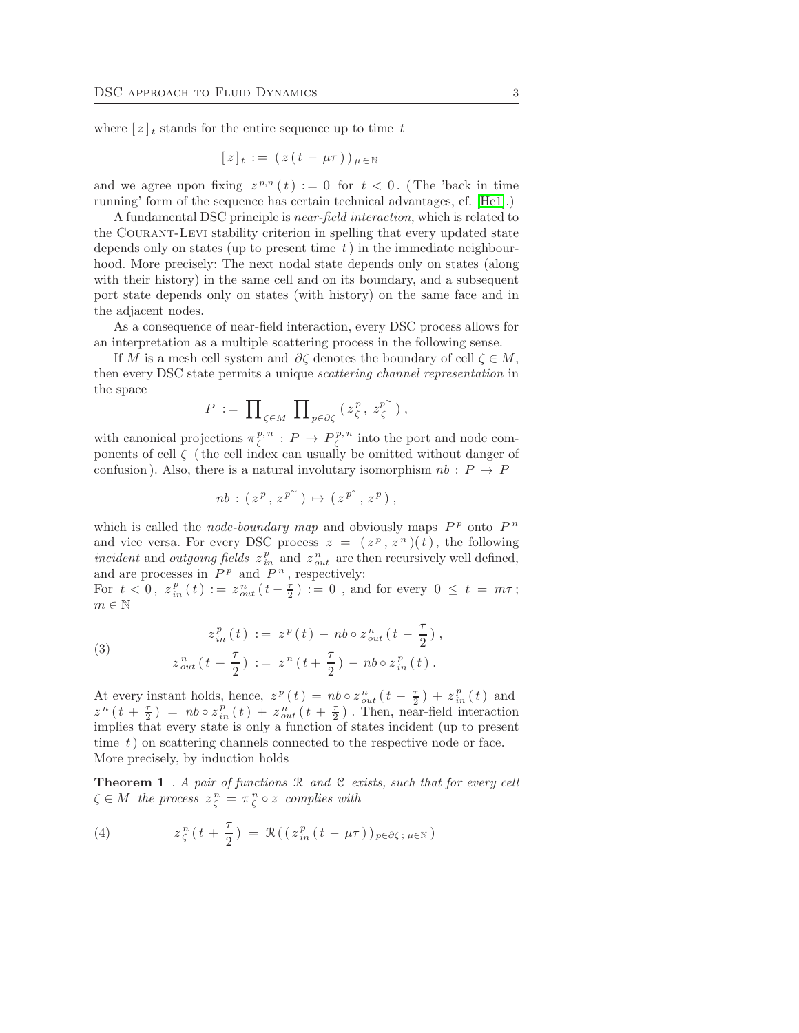where $[\, z\, ]_t$ stands for the entire sequence up to time $t$

$$[\, z\, ]_t \,:=\, (\, z\,(\, t \,-\, \mu\tau\,)\,)_{\,\mu\,\in\,\mathbb{N}}$$

and we agree upon fixing $z^{\,p,n}\,(\,t\,) := 0$ for $t < 0$. (The 'back in time running' form of the sequence has certain technical advantages, cf. [He1].)

A fundamental DSC principle is *near-field interaction*, which is related to the COURANT-LEVI stability criterion in spelling that every updated state depends only on states (up to present time $t$) in the immediate neighbourhood. More precisely: The next nodal state depends only on states (along with their history) in the same cell and on its boundary, and a subsequent port state depends only on states (with history) on the same face and in the adjacent nodes.

As a consequence of near-field interaction, every DSC process allows for an interpretation as a multiple scattering process in the following sense.

If $M$ is a mesh cell system and $\partial\zeta$ denotes the boundary of cell $\zeta \in M$, then every DSC state permits a unique *scattering channel representation* in the space

$$P \;:=\; \prod_{\zeta\in M}\; \prod_{p\in\partial\zeta}\, (\, z^{\,p}_{\zeta}\,,\; z^{\,p^{\sim}}_{\zeta}\,)\,,$$

with canonical projections $\pi^{\,p,\,n}_{\zeta} : P \to P^{\,p,\,n}_{\zeta}$ into the port and node components of cell $\zeta$ (the cell index can usually be omitted without danger of confusion). Also, there is a natural involutory isomorphism $nb : P \to P$

$$nb \,:\, (\, z^{\,p}\,,\, z^{\,p^{\sim}}\,) \,\mapsto\, (\, z^{\,p^{\sim}}\,,\, z^{\,p}\,)\,,$$

which is called the *node-boundary map* and obviously maps $P^{\,p}$ onto $P^{\,n}$ and vice versa. For every DSC process $z = (\, z^{\,p}\,,\, z^{\,n}\,)(\,t\,)$, the following *incident* and *outgoing fields* $z^{\,p}_{\,in}$ and $z^{\,n}_{\,out}$ are then recursively well defined, and are processes in $P^{\,p}$ and $P^{\,n}$, respectively:
For $t < 0$, $z^{\,p}_{\,in}\,(\,t\,) := z^{\,n}_{\,out}\,(\,t - \frac{\tau}{2}\,) := 0$ , and for every $0 \le t = m\tau$; $m \in \mathbb{N}$

$$\begin{aligned} z^{\,p}_{\,in}\,(\,t\,) \,&:=\, z^{\,p}\,(\,t\,) \,-\, nb \circ z^{\,n}_{\,out}\,(\,t \,-\, \frac{\tau}{2}\,)\,, \\ z^{\,n}_{\,out}\,(\,t \,+\, \frac{\tau}{2}\,) \,&:=\, z^{\,n}\,(\,t + \frac{\tau}{2}\,) \,-\, nb \circ z^{\,p}_{\,in}\,(\,t\,)\,. \end{aligned} \tag{3}$$

At every instant holds, hence, $z^{\,p}\,(\,t\,) = nb \circ z^{\,n}_{\,out}\,(\,t - \frac{\tau}{2}\,) + z^{\,p}_{\,in}\,(\,t\,)$ and $z^{\,n}\,(\,t + \frac{\tau}{2}\,) = nb \circ z^{\,p}_{\,in}\,(\,t\,) + z^{\,n}_{\,out}\,(\,t + \frac{\tau}{2}\,)$ . Then, near-field interaction implies that every state is only a function of states incident (up to present time $t$) on scattering channels connected to the respective node or face. More precisely, by induction holds

**Theorem 1** . *A pair of functions $\mathcal{R}$ and $\mathcal{C}$ exists, such that for every cell $\zeta \in M$ the process $z^{\,n}_{\zeta} = \pi^{\,n}_{\zeta} \circ z$ complies with*

$$z^{\,n}_{\zeta}\,(\,t \,+\, \frac{\tau}{2}\,) \;=\; \mathcal{R}\,(\,(\,z^{\,p}_{\,in}\,(\,t \,-\, \mu\tau\,)\,)_{\,p\in\partial\zeta\,;\;\mu\in\mathbb{N}}\,) \tag{4}$$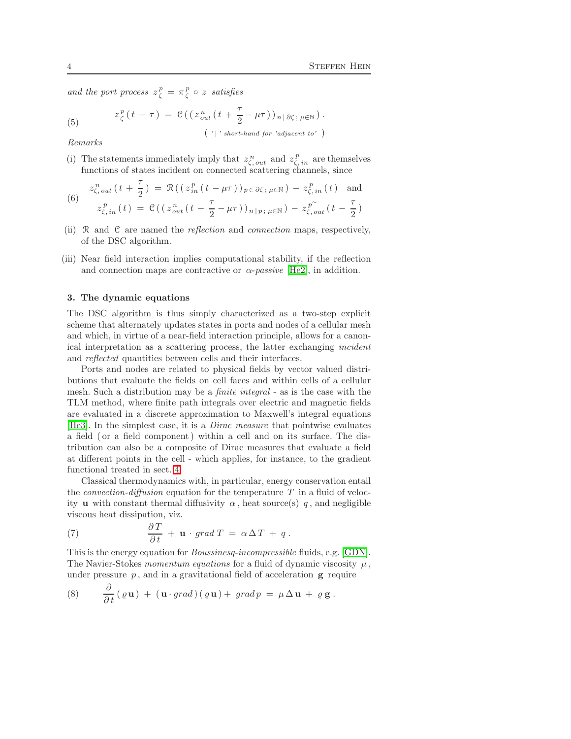*and the port process* $z_\zeta^p = \pi_\zeta^p \circ z$ *satisfies*

$$
z_\zeta^p(t+\tau) \;=\; \mathcal{C}\big(\,(\,z_{out}^n(\,t+\tfrac{\tau}{2}-\mu\tau\,)\,)_{n\,|\,\partial\zeta\,;\,\mu\in\mathbb{N}}\,\big)\,. \tag{5}
$$

( *'|' short-hand for 'adjacent to'* )

*Remarks*

(i) The statements immediately imply that $z_{\zeta,\,out}^n$ and $z_{\zeta,\,in}^p$ are themselves functions of states incident on connected scattering channels, since

$$
\begin{aligned}
z_{\zeta,\,out}^n\,(\,t+\tfrac{\tau}{2}\,) \;&=\; \mathcal{R}\big(\,(\,z_{in}^p\,(\,t-\mu\tau\,)\,)_{p\,\in\,\partial\zeta\,;\,\mu\in\mathbb{N}}\big) \;-\; z_{\zeta,\,in}^p\,(\,t\,) \quad \text{and} \\
z_{\zeta,\,in}^p\,(\,t\,) \;&=\; \mathcal{C}\big(\,(\,z_{out}^n\,(\,t-\tfrac{\tau}{2}-\mu\tau\,)\,)_{n\,|\,p\,;\,\mu\in\mathbb{N}}\big) \;-\; z_{\zeta,\,out}^{p^\sim}\,(\,t-\tfrac{\tau}{2}\,)
\end{aligned} \tag{6}
$$

(ii) $\mathcal{R}$ and $\mathcal{C}$ are named the *reflection* and *connection* maps, respectively, of the DSC algorithm.

(iii) Near field interaction implies computational stability, if the reflection and connection maps are contractive or $\alpha$-*passive* [He2], in addition.

### 3. The dynamic equations

The DSC algorithm is thus simply characterized as a two-step explicit scheme that alternately updates states in ports and nodes of a cellular mesh and which, in virtue of a near-field interaction principle, allows for a canonical interpretation as a scattering process, the latter exchanging *incident* and *reflected* quantities between cells and their interfaces.

Ports and nodes are related to physical fields by vector valued distributions that evaluate the fields on cell faces and within cells of a cellular mesh. Such a distribution may be a *finite integral* - as is the case with the TLM method, where finite path integrals over electric and magnetic fields are evaluated in a discrete approximation to Maxwell's integral equations [He3]. In the simplest case, it is a *Dirac measure* that pointwise evaluates a field ( or a field component ) within a cell and on its surface. The distribution can also be a composite of Dirac measures that evaluate a field at different points in the cell - which applies, for instance, to the gradient functional treated in sect. 4.

Classical thermodynamics with, in particular, energy conservation entail the *convection-diffusion* equation for the temperature $T$ in a fluid of velocity $\mathbf{u}$ with constant thermal diffusivity $\alpha$, heat source(s) $q$, and negligible viscous heat dissipation, viz.

$$
\frac{\partial T}{\partial t} \;+\; \mathbf{u}\cdot \mathit{grad}\,T \;=\; \alpha\,\Delta\,T \;+\; q\,. \tag{7}
$$

This is the energy equation for *Boussinesq-incompressible* fluids, e.g. [GDN]. The Navier-Stokes *momentum equations* for a fluid of dynamic viscosity $\mu$, under pressure $p$, and in a gravitational field of acceleration $\mathbf{g}$ require

$$
\frac{\partial}{\partial t}\,(\,\varrho\,\mathbf{u}\,) \;+\; (\,\mathbf{u}\cdot \mathit{grad}\,)\,(\,\varrho\,\mathbf{u}\,) + \mathit{grad}\,p \;=\; \mu\,\Delta\,\mathbf{u} \;+\; \varrho\,\mathbf{g}\,. \tag{8}
$$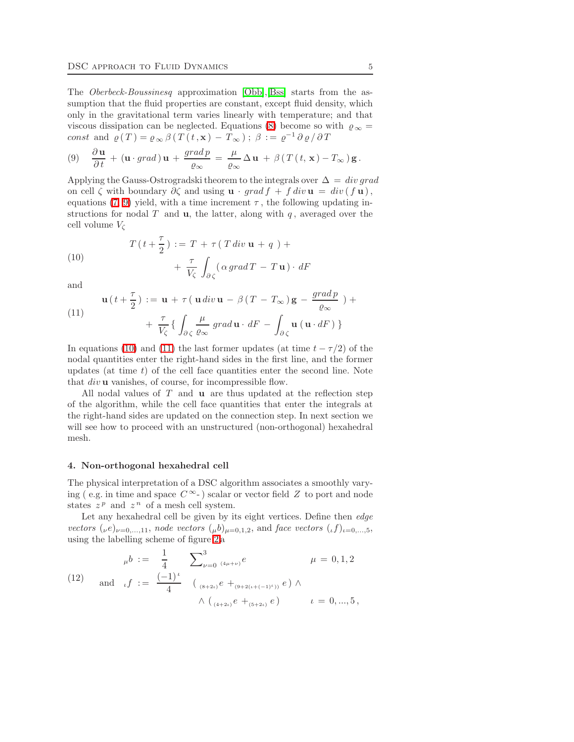The *Oberbeck-Boussinesq* approximation [Obb],[Bss] starts from the assumption that the fluid properties are constant, except fluid density, which only in the gravitational term varies linearly with temperature; and that viscous dissipation can be neglected. Equations (8) become so with $\varrho_\infty = const$ and $\varrho(T) = \varrho_\infty \beta (T(t, \mathbf{x}) - T_\infty)$ ; $\beta := \varrho^{-1} \partial \varrho / \partial T$

$$(9) \quad \frac{\partial \mathbf{u}}{\partial t} + (\mathbf{u} \cdot grad)\,\mathbf{u} + \frac{grad\, p}{\varrho_\infty} = \frac{\mu}{\varrho_\infty} \Delta \mathbf{u} + \beta (T(t, \mathbf{x}) - T_\infty)\, \mathbf{g}.$$

Applying the Gauss-Ostrogradski theorem to the integrals over $\Delta = div\, grad$ on cell $\zeta$ with boundary $\partial\zeta$ and using $\mathbf{u} \cdot grad\, f + f\, div\, \mathbf{u} = div\,(f\,\mathbf{u})$, equations (7, 9) yield, with a time increment $\tau$, the following updating instructions for nodal $T$ and $\mathbf{u}$, the latter, along with $q$, averaged over the cell volume $V_\zeta$

$$(10) \quad \begin{aligned} T\,(t + \frac{\tau}{2}) := \; & T + \tau\,(T\, div\, \mathbf{u} + q\,) + \\ & + \frac{\tau}{V_\zeta} \int_{\partial\zeta} (\alpha\, grad\, T - T\,\mathbf{u}) \cdot dF \end{aligned}$$

and

$$(11) \quad \begin{aligned} \mathbf{u}\,(t + \frac{\tau}{2}) := \; & \mathbf{u} + \tau\,(\,\mathbf{u}\, div\, \mathbf{u} - \beta\,(T - T_\infty)\,\mathbf{g} - \frac{grad\, p}{\varrho_\infty}\,) + \\ & + \frac{\tau}{V_\zeta} \{ \int_{\partial\zeta} \frac{\mu}{\varrho_\infty}\, grad\, \mathbf{u} \cdot dF - \int_{\partial\zeta} \mathbf{u}\,(\mathbf{u} \cdot dF\,) \} \end{aligned}$$

In equations (10) and (11) the last former updates (at time $t - \tau/2$) of the nodal quantities enter the right-hand sides in the first line, and the former updates (at time $t$) of the cell face quantities enter the second line. Note that $div\,\mathbf{u}$ vanishes, of course, for incompressible flow.

All nodal values of $T$ and $\mathbf{u}$ are thus updated at the reflection step of the algorithm, while the cell face quantities that enter the integrals at the right-hand sides are updated on the connection step. In next section we will see how to proceed with an unstructured (non-orthogonal) hexahedral mesh.

## 4. Non-orthogonal hexahedral cell

The physical interpretation of a DSC algorithm associates a smoothly varying ( e.g. in time and space $C^\infty$- ) scalar or vector field $Z$ to port and node states $z^p$ and $z^n$ of a mesh cell system.

Let any hexahedral cell be given by its eight vertices. Define then *edge vectors* $({}_\nu e)_{\nu=0,\ldots,11}$, *node vectors* $({}_\mu b)_{\mu=0,1,2}$, and *face vectors* $({}_\iota f)_{\iota=0,\ldots,5}$, using the labelling scheme of figure 2a

$$(12) \quad \begin{aligned} {}_\mu b \; := \; & \frac{1}{4} \quad \sum\nolimits_{\nu=0}^{3} {}_{(4\mu+\nu)}e \qquad\qquad \mu = 0, 1, 2 \\ \text{and} \quad {}_\iota f \; := \; & \frac{(-1)^\iota}{4} \quad (\, {}_{(8+2\iota)}e + {}_{(9+2(\iota+(-1)^\iota))}\, e\,) \wedge \\ & \qquad \wedge (\, {}_{(4+2\iota)}e + {}_{(5+2\iota)}\, e\,) \qquad \iota = 0, \ldots, 5\,, \end{aligned}$$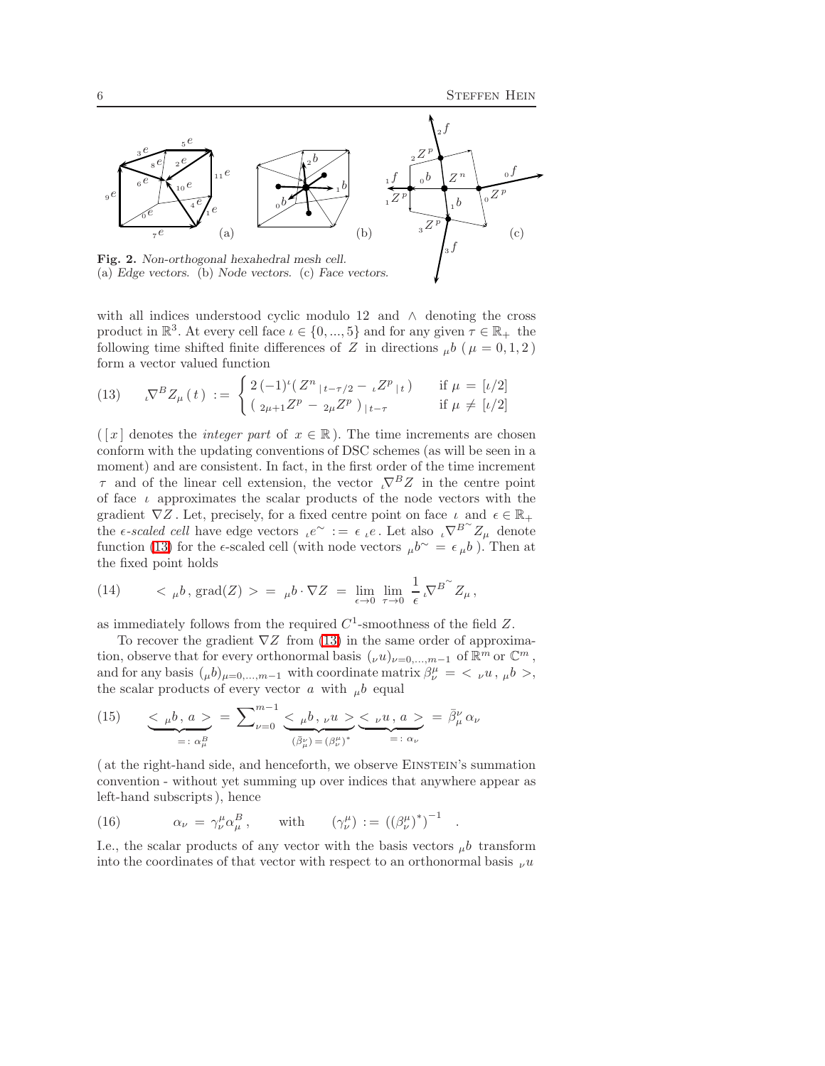**Fig. 2.** *Non-orthogonal hexahedral mesh cell.*
(a) *Edge vectors.* (b) *Node vectors.* (c) *Face vectors.*

with all indices understood cyclic modulo 12 and $\wedge$ denoting the cross product in $\mathbb{R}^3$. At every cell face $\iota \in \{0, ..., 5\}$ and for any given $\tau \in \mathbb{R}_+$ the following time shifted finite differences of $Z$ in directions ${}_\mu b$ ( $\mu = 0, 1, 2$ ) form a vector valued function

$$
(13) \qquad {}_\iota\nabla^B Z_\mu\,(t) \;:=\; \begin{cases} 2\,(-1)^\iota(\,Z^n\,_{|\,t-\tau/2} - \,{}_\iota Z^p\,_{|\,t}\,) & \text{if } \mu = [\iota/2] \\ (\,{}_{2\mu+1}Z^p \,-\, {}_{2\mu}Z^p\,)_{\,|\,t-\tau} & \text{if } \mu \neq [\iota/2] \end{cases}
$$

( $[\,x\,]$ denotes the *integer part* of $x \in \mathbb{R}$ ). The time increments are chosen conform with the updating conventions of DSC schemes (as will be seen in a moment) and are consistent. In fact, in the first order of the time increment $\tau$ and of the linear cell extension, the vector ${}_\iota\nabla^B Z$ in the centre point of face $\iota$ approximates the scalar products of the node vectors with the gradient $\nabla Z$. Let, precisely, for a fixed centre point on face $\iota$ and $\epsilon \in \mathbb{R}_+$ the *$\epsilon$-scaled cell* have edge vectors ${}_\iota e^\sim := \epsilon\,{}_\iota e$. Let also ${}_\iota\nabla^{B^\sim} Z_\mu$ denote function (13) for the $\epsilon$-scaled cell (with node vectors ${}_\mu b^\sim = \epsilon\,{}_\mu b$ ). Then at the fixed point holds

$$
(14) \qquad <\,{}_\mu b\,,\,\mathrm{grad}(Z)\,> \;=\; {}_\mu b \cdot \nabla Z \;=\; \lim_{\epsilon\to 0}\,\lim_{\tau\to 0}\,\frac{1}{\epsilon}\,{}_\iota\nabla^{B^\sim} Z_\mu\,,
$$

as immediately follows from the required $C^1$-smoothness of the field $Z$.

To recover the gradient $\nabla Z$ from (13) in the same order of approximation, observe that for every orthonormal basis $({}_\nu u)_{\nu=0,...,m-1}$ of $\mathbb{R}^m$ or $\mathbb{C}^m$, and for any basis $({}_\mu b)_{\mu=0,...,m-1}$ with coordinate matrix $\beta^\mu_\nu \,=\, <\,{}_\nu u\,,\,{}_\mu b\,>$, the scalar products of every vector $a$ with ${}_\mu b$ equal

$$
(15) \qquad \underbrace{<\,{}_\mu b\,,\,a\,>}_{=:\,\alpha^B_\mu} \;=\; \sum\nolimits_{\nu=0}^{m-1}\,\underbrace{<\,{}_\mu b\,,\,{}_\nu u\,>}_{(\bar\beta^\nu_\mu)\,=\,(\beta^\mu_\nu)^*}\underbrace{<\,{}_\nu u\,,\,a\,>}_{=:\,\alpha_\nu} \;=\; \bar\beta^\nu_\mu\,\alpha_\nu
$$

( at the right-hand side, and henceforth, we observe EINSTEIN's summation convention - without yet summing up over indices that anywhere appear as left-hand subscripts ), hence

$$
(16) \qquad \alpha_\nu \;=\; \gamma^\mu_\nu\alpha^B_\mu\,, \qquad \text{with} \qquad (\gamma^\mu_\nu) \;:=\; \left((\beta^\mu_\nu)^*\right)^{-1} \quad .
$$

I.e., the scalar products of any vector with the basis vectors ${}_\mu b$ transform into the coordinates of that vector with respect to an orthonormal basis ${}_\nu u$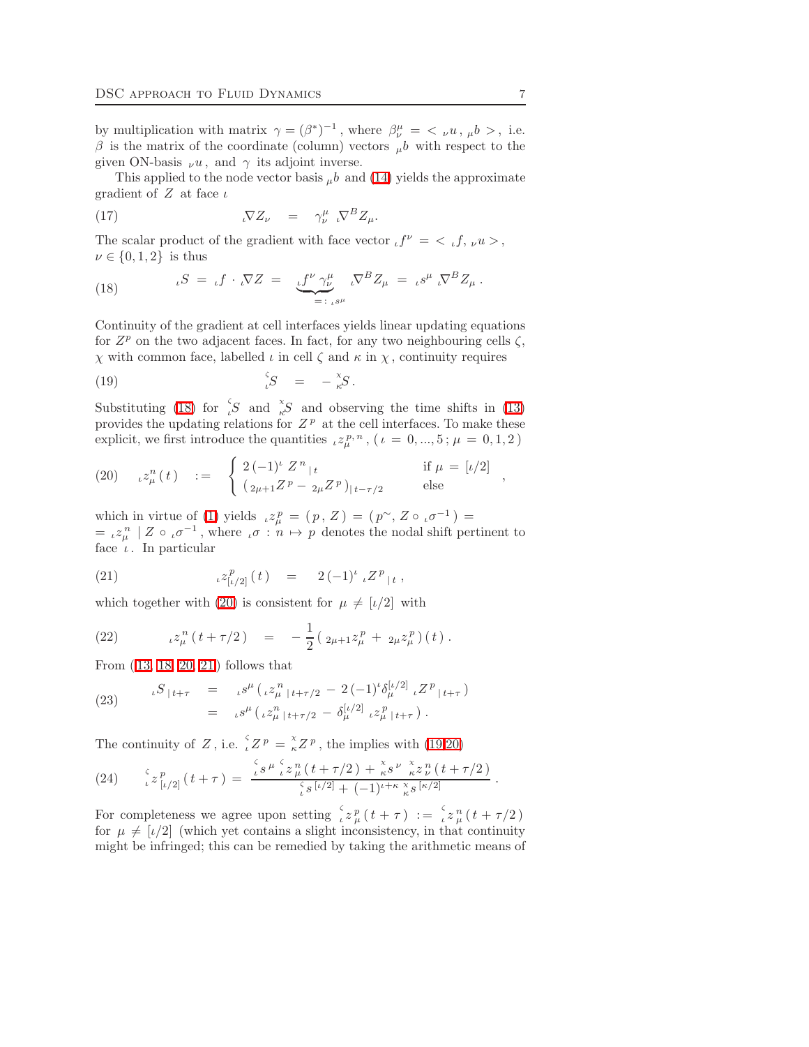by multiplication with matrix $\gamma = (\beta^*)^{-1}$, where $\beta^\mu_\nu = <{}_\nu u\,,\,{}_\mu b>$, i.e. $\beta$ is the matrix of the coordinate (column) vectors ${}_\mu b$ with respect to the given ON-basis ${}_\nu u$, and $\gamma$ its adjoint inverse.

This applied to the node vector basis ${}_\mu b$ and (14) yields the approximate gradient of $Z$ at face $\iota$

$$
{}_\iota\nabla Z_\nu \quad = \quad \gamma^\mu_\nu \; {}_\iota\nabla^B Z_\mu . \tag{17}
$$

The scalar product of the gradient with face vector ${}_\iota f^\nu = <{}_\iota f\,,\,{}_\nu u>$, $\nu \in \{0,1,2\}$ is thus

$$
{}_\iota S \;=\; {}_\iota f \cdot {}_\iota\nabla Z \;=\; \underbrace{{}_\iota f^\nu\,\gamma^\mu_\nu}_{=:\,{}_\iota s^\mu} \; {}_\iota\nabla^B Z_\mu \;=\; {}_\iota s^\mu \; {}_\iota\nabla^B Z_\mu \,. \tag{18}
$$

Continuity of the gradient at cell interfaces yields linear updating equations for $Z^p$ on the two adjacent faces. In fact, for any two neighbouring cells $\zeta$, $\chi$ with common face, labelled $\iota$ in cell $\zeta$ and $\kappa$ in $\chi$, continuity requires

$$
{}^\zeta_\iota S \quad = \quad -\,{}^\chi_\kappa S\,. \tag{19}
$$

Substituting (18) for ${}^\zeta_\iota S$ and ${}^\chi_\kappa S$ and observing the time shifts in (13) provides the updating relations for $Z^p$ at the cell interfaces. To make these explicit, we first introduce the quantities ${}_\iota z^{p,n}_\mu$, ($\iota = 0,...,5\,;\,\mu = 0,1,2$)

$$
{}_\iota z^n_\mu\,(t) \quad := \quad \begin{cases} 2\,(-1)^\iota \; Z^n{}_{|\,t} & \text{if } \mu = [\iota/2] \\ (\,{}_{2\mu+1}Z^p - {}_{2\mu}Z^p\,)_{|\,t-\tau/2} & \text{else} \end{cases} \,, \tag{20}
$$

which in virtue of (1) yields ${}_\iota z^p_\mu = (\,p\,,\,Z\,) = (\,p^\sim,\,Z\circ{}_\iota\sigma^{-1}\,) = $ $=\,{}_\iota z^n_\mu \;|\; Z\circ{}_\iota\sigma^{-1}$, where ${}_\iota\sigma\,:\,n\mapsto p$ denotes the nodal shift pertinent to face $\iota$. In particular

$$
{}_\iota z^p_{[\iota/2]}\,(t) \quad = \quad 2\,(-1)^\iota\;{}_\iota Z^p{}_{|\,t}\,, \tag{21}
$$

which together with (20) is consistent for $\mu \neq [\iota/2]$ with

$$
{}_\iota z^n_\mu\,(\,t+\tau/2\,) \quad = \quad -\,\frac{1}{2}\,(\,{}_{2\mu+1}z^p_\mu \,+\, {}_{2\mu}z^p_\mu\,)\,(t)\,. \tag{22}
$$

From (13, 18, 20, 21) follows that

$$
\begin{aligned}
{}_\iota S_{\,|\,t+\tau} \quad &= \quad {}_\iota s^\mu\,(\,{}_\iota z^n_\mu{}_{\,|\,t+\tau/2} \,-\, 2\,(-1)^\iota\delta^{[\iota/2]}_\mu\;{}_\iota Z^p{}_{\,|\,t+\tau}\,) \\
&= \quad {}_\iota s^\mu\,(\,{}_\iota z^n_\mu{}_{\,|\,t+\tau/2} \,-\, \delta^{[\iota/2]}_\mu\;{}_\iota z^p_\mu{}_{\,|\,t+\tau}\,)\,.
\end{aligned} \tag{23}
$$

The continuity of $Z$, i.e. ${}^\zeta_\iota Z^p = {}^\chi_\kappa Z^p$, the implies with (19,20)

$$
{}^\zeta_\iota z^{\,p}_{\,[\iota/2]}\,(\,t+\tau\,) \;=\; \frac{{}^\zeta_\iota s^{\,\mu}\;{}^\zeta_\iota z^{\,n}_{\,\mu}\,(\,t+\tau/2\,) \,+\, {}^\chi_\kappa s^{\,\nu}\;{}^\chi_\kappa z^{\,n}_{\,\nu}\,(\,t+\tau/2\,)}{{}^\zeta_\iota s^{\,[\iota/2]} \,+\, (-1)^{\iota+\kappa}\;{}^\chi_\kappa s^{\,[\kappa/2]}}\,. \tag{24}
$$

For completeness we agree upon setting ${}^\zeta_\iota z^{\,p}_{\,\mu}\,(\,t+\tau\,) \;:=\; {}^\zeta_\iota z^{\,n}_{\,\mu}\,(\,t+\tau/2\,)$ for $\mu \neq [\iota/2]$ (which yet contains a slight inconsistency, in that continuity might be infringed; this can be remedied by taking the arithmetic means of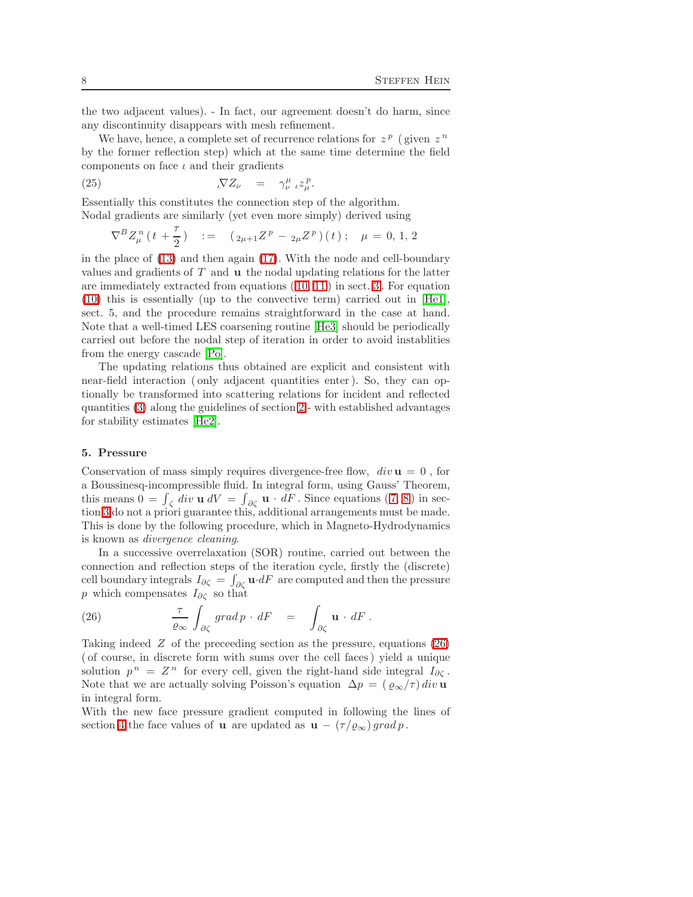the two adjacent values). - In fact, our agreement doesn't do harm, since any discontinuity disappears with mesh refinement.

We have, hence, a complete set of recurrence relations for $z^p$ (given $z^n$ by the former reflection step) which at the same time determine the field components on face $\iota$ and their gradients

$$
{}_{\iota}\nabla Z_{\nu} \quad = \quad \gamma^{\mu}_{\nu}\, {}_{\iota}z^{p}_{\mu}. \tag{25}
$$

Essentially this constitutes the connection step of the algorithm.
Nodal gradients are similarly (yet even more simply) derived using

$$
\nabla^{B} Z^{n}_{\mu}\,(\,t + \frac{\tau}{2}\,) \quad := \quad (\,{}_{2\mu+1}Z^{p} \,-\, {}_{2\mu}Z^{p}\,)\,(\,t\,)\,; \quad \mu \,=\, 0,\, 1,\, 2
$$

in the place of (13) and then again (17). With the node and cell-boundary values and gradients of $T$ and $\mathbf{u}$ the nodal updating relations for the latter are immediately extracted from equations (10, 11) in sect. 3. For equation (10) this is essentially (up to the convective term) carried out in [He1], sect. 5, and the procedure remains straightforward in the case at hand. Note that a well-timed LES coarsening routine [He3] should be periodically carried out before the nodal step of iteration in order to avoid instablities from the energy cascade [Po].

The updating relations thus obtained are explicit and consistent with near-field interaction (only adjacent quantities enter). So, they can optionally be transformed into scattering relations for incident and reflected quantities (3) along the guidelines of section 2 - with established advantages for stability estimates [He2].

## 5. Pressure

Conservation of mass simply requires divergence-free flow, $div\,\mathbf{u} \,=\, 0$, for a Boussinesq-incompressible fluid. In integral form, using Gauss' Theorem, this means $0 \,=\, \int_{\zeta} div\;\mathbf{u}\; dV \,=\, \int_{\partial\zeta} \mathbf{u}\,\cdot\, dF$. Since equations (7, 8) in section 3 do not a priori guarantee this, additional arrangements must be made. This is done by the following procedure, which in Magneto-Hydrodynamics is known as *divergence cleaning*.

In a successive overrelaxation (SOR) routine, carried out between the connection and reflection steps of the iteration cycle, firstly the (discrete) cell boundary integrals $I_{\partial\zeta} \,=\, \int_{\partial\zeta} \mathbf{u}{\cdot}dF$ are computed and then the pressure $p$ which compensates $I_{\partial\zeta}$ so that

$$
\frac{\tau}{\varrho_{\infty}} \int_{\partial\zeta} grad\, p \,\cdot\, dF \quad = \quad \int_{\partial\zeta} \mathbf{u} \,\cdot\, dF\,. \tag{26}
$$

Taking indeed $Z$ of the preceeding section as the pressure, equations (26) (of course, in discrete form with sums over the cell faces) yield a unique solution $p^{n} \,=\, Z^{n}$ for every cell, given the right-hand side integral $I_{\partial\zeta}$. Note that we are actually solving Poisson's equation $\Delta p \,=\, (\,\varrho_{\infty}/\tau)\, div\,\mathbf{u}$ in integral form.
With the new face pressure gradient computed in following the lines of section 4 the face values of $\mathbf{u}$ are updated as $\mathbf{u} \,-\, (\tau/\varrho_{\infty})\, grad\, p$.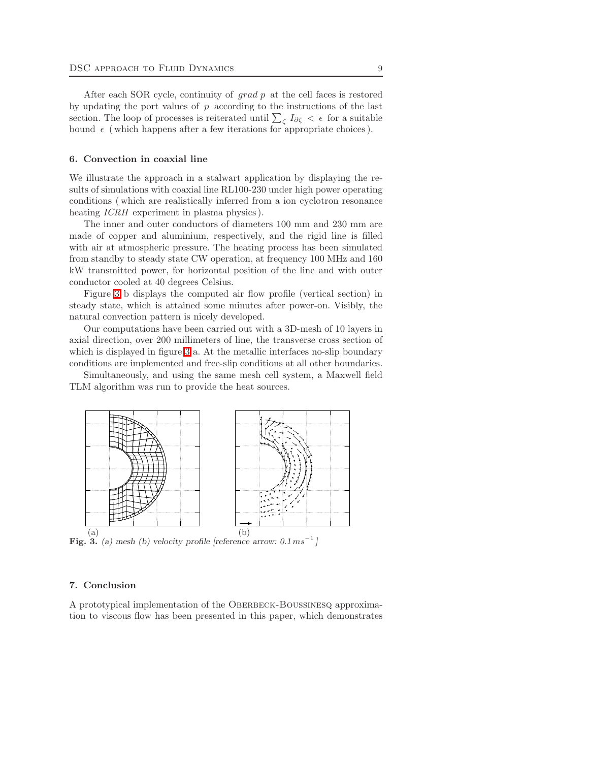After each SOR cycle, continuity of *grad* $p$ at the cell faces is restored by updating the port values of $p$ according to the instructions of the last section. The loop of processes is reiterated until $\sum_{\zeta} I_{\partial\zeta} < \epsilon$ for a suitable bound $\epsilon$ ( which happens after a few iterations for appropriate choices ).

## 6. Convection in coaxial line

We illustrate the approach in a stalwart application by displaying the results of simulations with coaxial line RL100-230 under high power operating conditions ( which are realistically inferred from a ion cyclotron resonance heating *ICRH* experiment in plasma physics ).

The inner and outer conductors of diameters 100 mm and 230 mm are made of copper and aluminium, respectively, and the rigid line is filled with air at atmospheric pressure. The heating process has been simulated from standby to steady state CW operation, at frequency 100 MHz and 160 kW transmitted power, for horizontal position of the line and with outer conductor cooled at 40 degrees Celsius.

Figure 3 b displays the computed air flow profile (vertical section) in steady state, which is attained some minutes after power-on. Visibly, the natural convection pattern is nicely developed.

Our computations have been carried out with a 3D-mesh of 10 layers in axial direction, over 200 millimeters of line, the transverse cross section of which is displayed in figure 3 a. At the metallic interfaces no-slip boundary conditions are implemented and free-slip conditions at all other boundaries.

Simultaneously, and using the same mesh cell system, a Maxwell field TLM algorithm was run to provide the heat sources.

(a)

(b)

**Fig. 3.** *(a) mesh (b) velocity profile [reference arrow: 0.1 $ms^{-1}$ ]*

## 7. Conclusion

A prototypical implementation of the Oberbeck-Boussinesq approximation to viscous flow has been presented in this paper, which demonstrates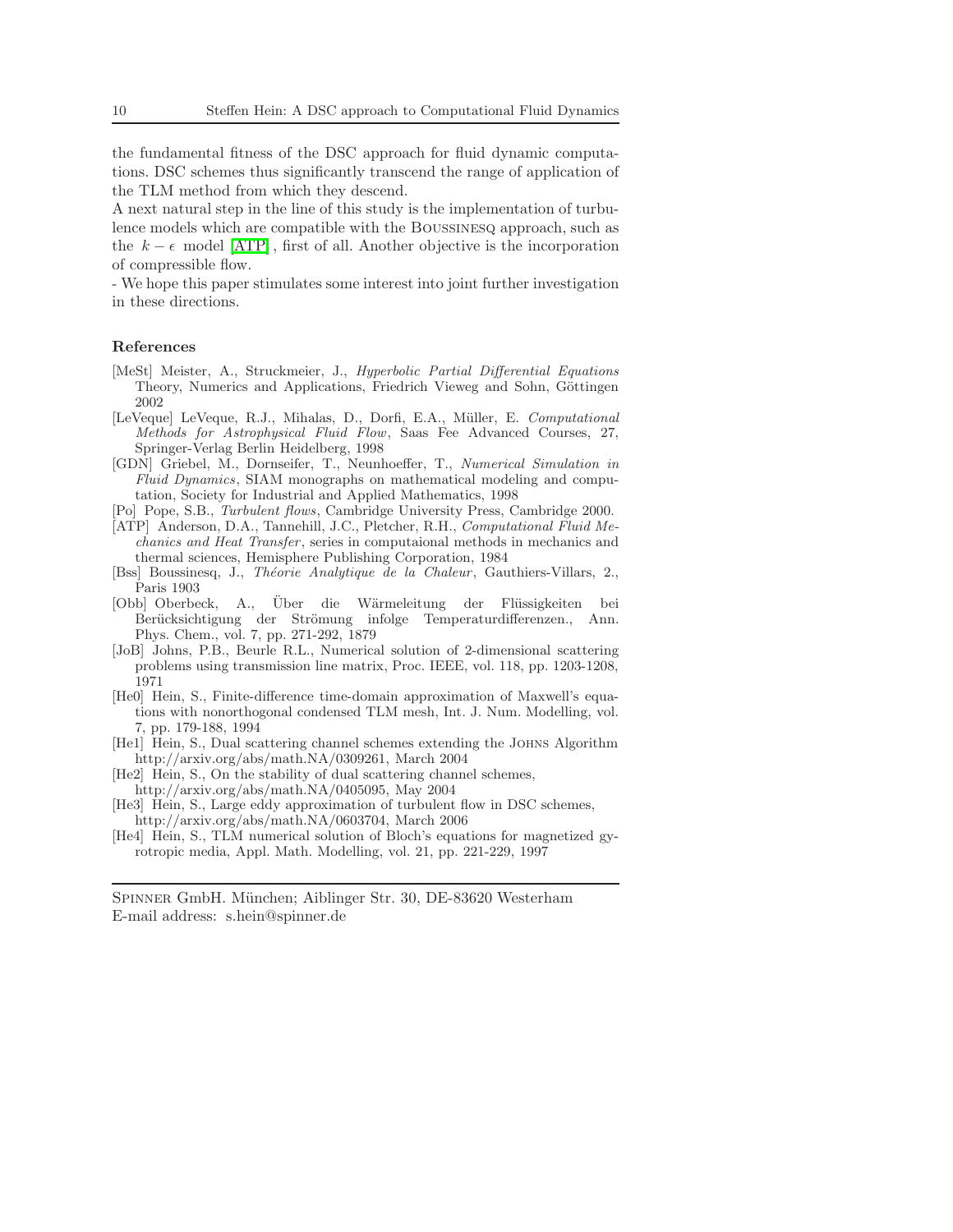the fundamental fitness of the DSC approach for fluid dynamic computations. DSC schemes thus significantly transcend the range of application of the TLM method from which they descend.
A next natural step in the line of this study is the implementation of turbulence models which are compatible with the Boussinesq approach, such as the $k-\epsilon$ model [ATP] , first of all. Another objective is the incorporation of compressible flow.
- We hope this paper stimulates some interest into joint further investigation in these directions.

### References

[MeSt] Meister, A., Struckmeier, J., *Hyperbolic Partial Differential Equations* Theory, Numerics and Applications, Friedrich Vieweg and Sohn, Göttingen 2002

[LeVeque] LeVeque, R.J., Mihalas, D., Dorfi, E.A., Müller, E. *Computational Methods for Astrophysical Fluid Flow*, Saas Fee Advanced Courses, 27, Springer-Verlag Berlin Heidelberg, 1998

[GDN] Griebel, M., Dornseifer, T., Neunhoeffer, T., *Numerical Simulation in Fluid Dynamics*, SIAM monographs on mathematical modeling and computation, Society for Industrial and Applied Mathematics, 1998

[Po] Pope, S.B., *Turbulent flows*, Cambridge University Press, Cambridge 2000.

[ATP] Anderson, D.A., Tannehill, J.C., Pletcher, R.H., *Computational Fluid Mechanics and Heat Transfer*, series in computaional methods in mechanics and thermal sciences, Hemisphere Publishing Corporation, 1984

[Bss] Boussinesq, J., *Théorie Analytique de la Chaleur*, Gauthiers-Villars, 2., Paris 1903

[Obb] Oberbeck, A., Über die Wärmeleitung der Flüssigkeiten bei Berücksichtigung der Strömung infolge Temperaturdifferenzen., Ann. Phys. Chem., vol. 7, pp. 271-292, 1879

[JoB] Johns, P.B., Beurle R.L., Numerical solution of 2-dimensional scattering problems using transmission line matrix, Proc. IEEE, vol. 118, pp. 1203-1208, 1971

[He0] Hein, S., Finite-difference time-domain approximation of Maxwell's equations with nonorthogonal condensed TLM mesh, Int. J. Num. Modelling, vol. 7, pp. 179-188, 1994

[He1] Hein, S., Dual scattering channel schemes extending the Johns Algorithm http://arxiv.org/abs/math.NA/0309261, March 2004

[He2] Hein, S., On the stability of dual scattering channel schemes, http://arxiv.org/abs/math.NA/0405095, May 2004

[He3] Hein, S., Large eddy approximation of turbulent flow in DSC schemes, http://arxiv.org/abs/math.NA/0603704, March 2006

[He4] Hein, S., TLM numerical solution of Bloch's equations for magnetized gyrotropic media, Appl. Math. Modelling, vol. 21, pp. 221-229, 1997

Spinner GmbH. München; Aiblinger Str. 30, DE-83620 Westerham
E-mail address: s.hein@spinner.de